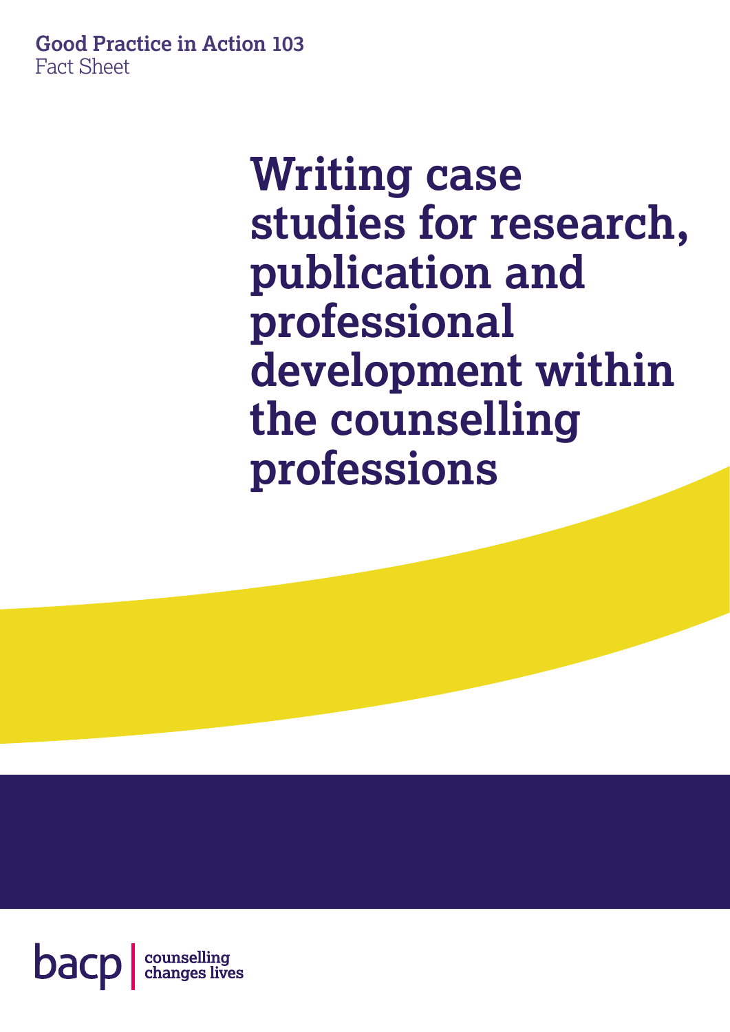**Good Practice in Action 103**
Fact Sheet

# Writing case studies for research, publication and professional development within the counselling professions

bacp | counselling changes lives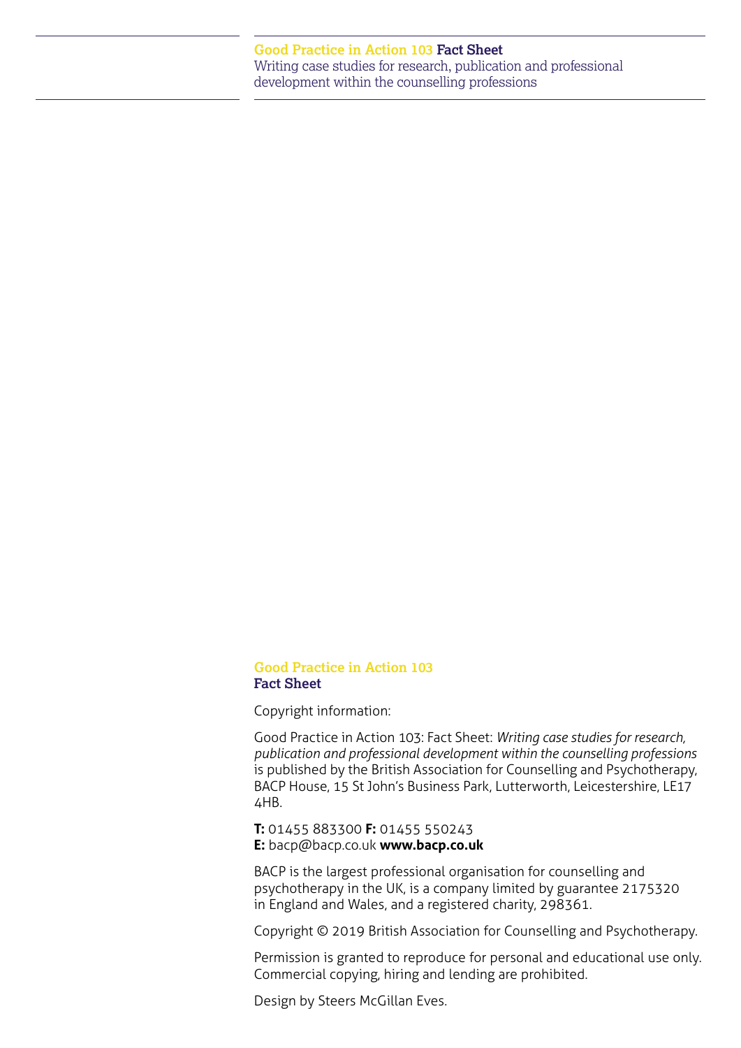**Good Practice in Action 103**
**Fact Sheet**

Copyright information:

Good Practice in Action 103: Fact Sheet: *Writing case studies for research, publication and professional development within the counselling professions* is published by the British Association for Counselling and Psychotherapy, BACP House, 15 St John's Business Park, Lutterworth, Leicestershire, LE17 4HB.

**T:** 01455 883300 **F:** 01455 550243
**E:** bacp@bacp.co.uk **www.bacp.co.uk**

BACP is the largest professional organisation for counselling and psychotherapy in the UK, is a company limited by guarantee 2175320 in England and Wales, and a registered charity, 298361.

Copyright © 2019 British Association for Counselling and Psychotherapy.

Permission is granted to reproduce for personal and educational use only. Commercial copying, hiring and lending are prohibited.

Design by Steers McGillan Eves.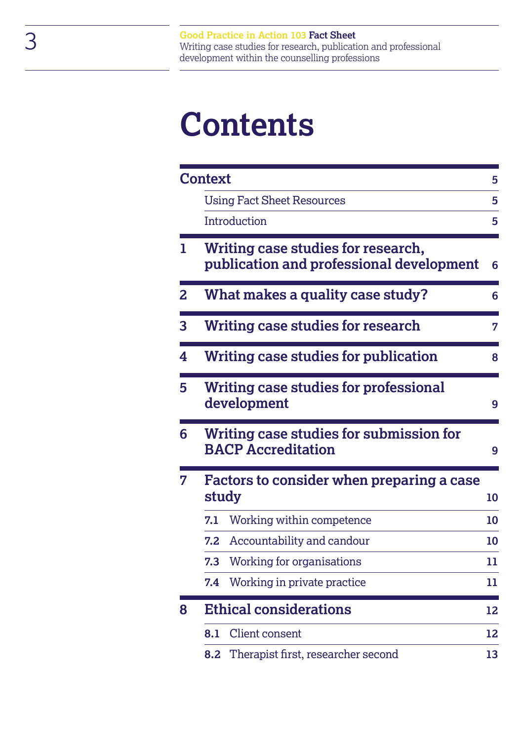# Contents

| | | |
|---|---|---|
| **Context** | | **5** |
| | Using Fact Sheet Resources | **5** |
| | Introduction | **5** |
| **1** | **Writing case studies for research, publication and professional development** | **6** |
| **2** | **What makes a quality case study?** | **6** |
| **3** | **Writing case studies for research** | **7** |
| **4** | **Writing case studies for publication** | **8** |
| **5** | **Writing case studies for professional development** | **9** |
| **6** | **Writing case studies for submission for BACP Accreditation** | **9** |
| **7** | **Factors to consider when preparing a case study** | **10** |
| | **7.1** Working within competence | **10** |
| | **7.2** Accountability and candour | **10** |
| | **7.3** Working for organisations | **11** |
| | **7.4** Working in private practice | **11** |
| **8** | **Ethical considerations** | **12** |
| | **8.1** Client consent | **12** |
| | **8.2** Therapist first, researcher second | **13** |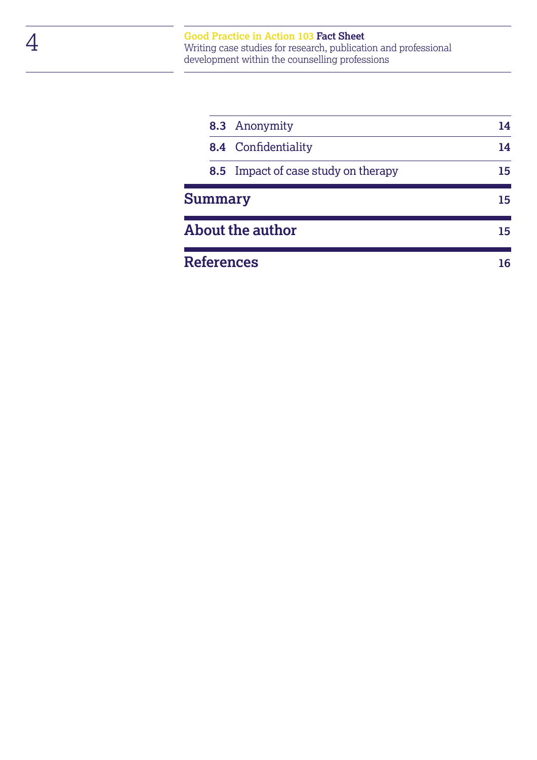| | | |
|---|---|---|
| **8.3** | Anonymity | **14** |
| **8.4** | Confidentiality | **14** |
| **8.5** | Impact of case study on therapy | **15** |
| **Summary** | | **15** |
| **About the author** | | **15** |
| **References** | | **16** |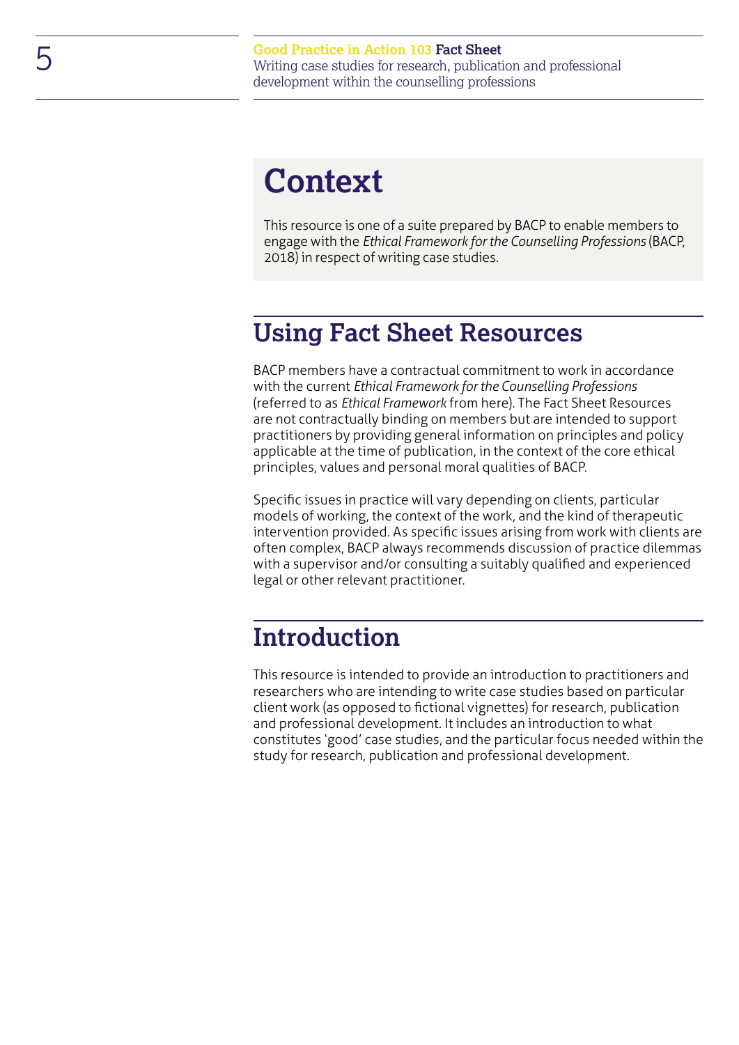# Context

This resource is one of a suite prepared by BACP to enable members to engage with the *Ethical Framework for the Counselling Professions* (BACP, 2018) in respect of writing case studies.

## Using Fact Sheet Resources

BACP members have a contractual commitment to work in accordance with the current *Ethical Framework for the Counselling Professions* (referred to as *Ethical Framework* from here). The Fact Sheet Resources are not contractually binding on members but are intended to support practitioners by providing general information on principles and policy applicable at the time of publication, in the context of the core ethical principles, values and personal moral qualities of BACP.

Specific issues in practice will vary depending on clients, particular models of working, the context of the work, and the kind of therapeutic intervention provided. As specific issues arising from work with clients are often complex, BACP always recommends discussion of practice dilemmas with a supervisor and/or consulting a suitably qualified and experienced legal or other relevant practitioner.

## Introduction

This resource is intended to provide an introduction to practitioners and researchers who are intending to write case studies based on particular client work (as opposed to fictional vignettes) for research, publication and professional development. It includes an introduction to what constitutes 'good' case studies, and the particular focus needed within the study for research, publication and professional development.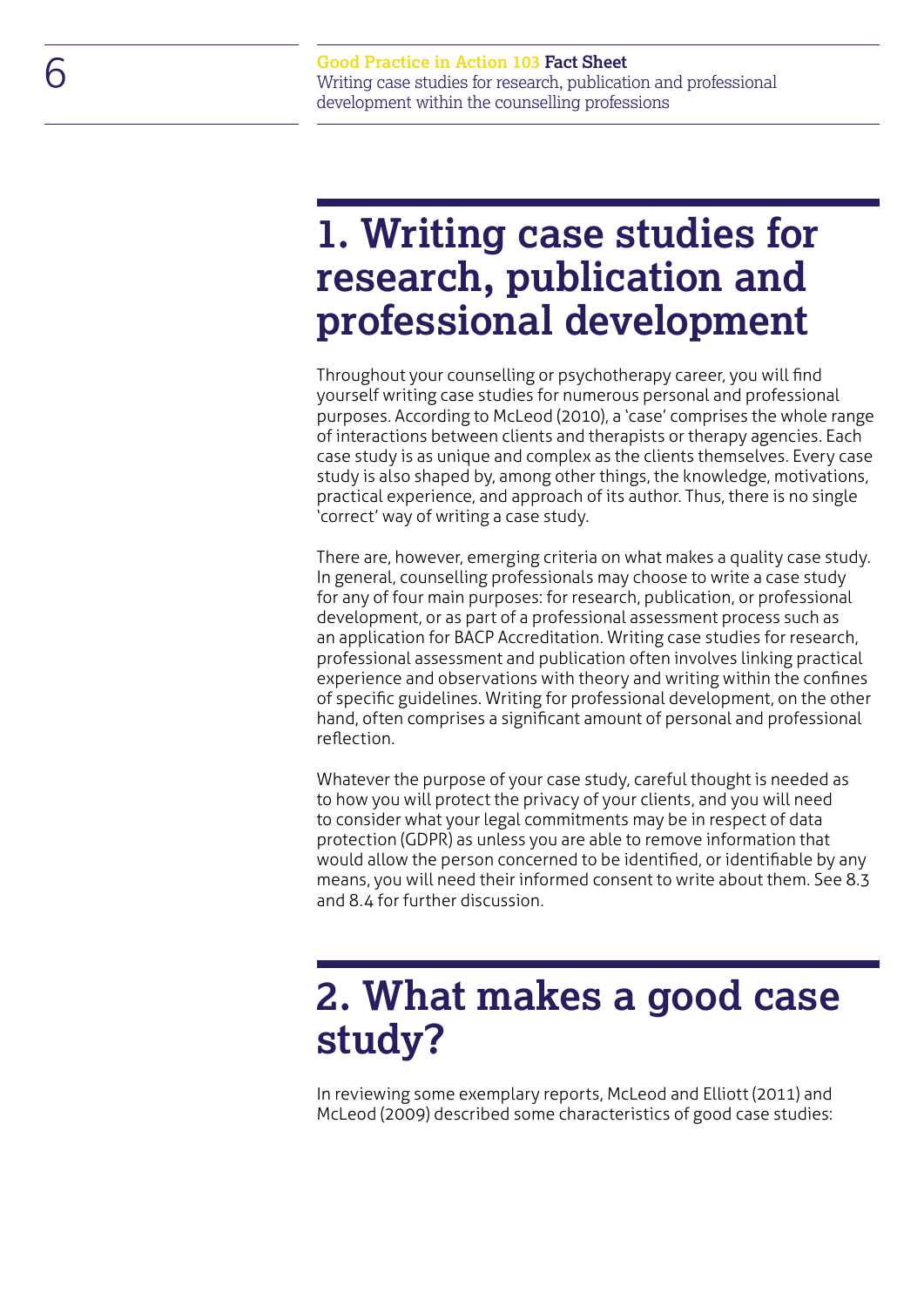## 1. Writing case studies for research, publication and professional development

Throughout your counselling or psychotherapy career, you will find yourself writing case studies for numerous personal and professional purposes. According to McLeod (2010), a 'case' comprises the whole range of interactions between clients and therapists or therapy agencies. Each case study is as unique and complex as the clients themselves. Every case study is also shaped by, among other things, the knowledge, motivations, practical experience, and approach of its author. Thus, there is no single 'correct' way of writing a case study.

There are, however, emerging criteria on what makes a quality case study. In general, counselling professionals may choose to write a case study for any of four main purposes: for research, publication, or professional development, or as part of a professional assessment process such as an application for BACP Accreditation. Writing case studies for research, professional assessment and publication often involves linking practical experience and observations with theory and writing within the confines of specific guidelines. Writing for professional development, on the other hand, often comprises a significant amount of personal and professional reflection.

Whatever the purpose of your case study, careful thought is needed as to how you will protect the privacy of your clients, and you will need to consider what your legal commitments may be in respect of data protection (GDPR) as unless you are able to remove information that would allow the person concerned to be identified, or identifiable by any means, you will need their informed consent to write about them. See 8.3 and 8.4 for further discussion.

## 2. What makes a good case study?

In reviewing some exemplary reports, McLeod and Elliott (2011) and McLeod (2009) described some characteristics of good case studies: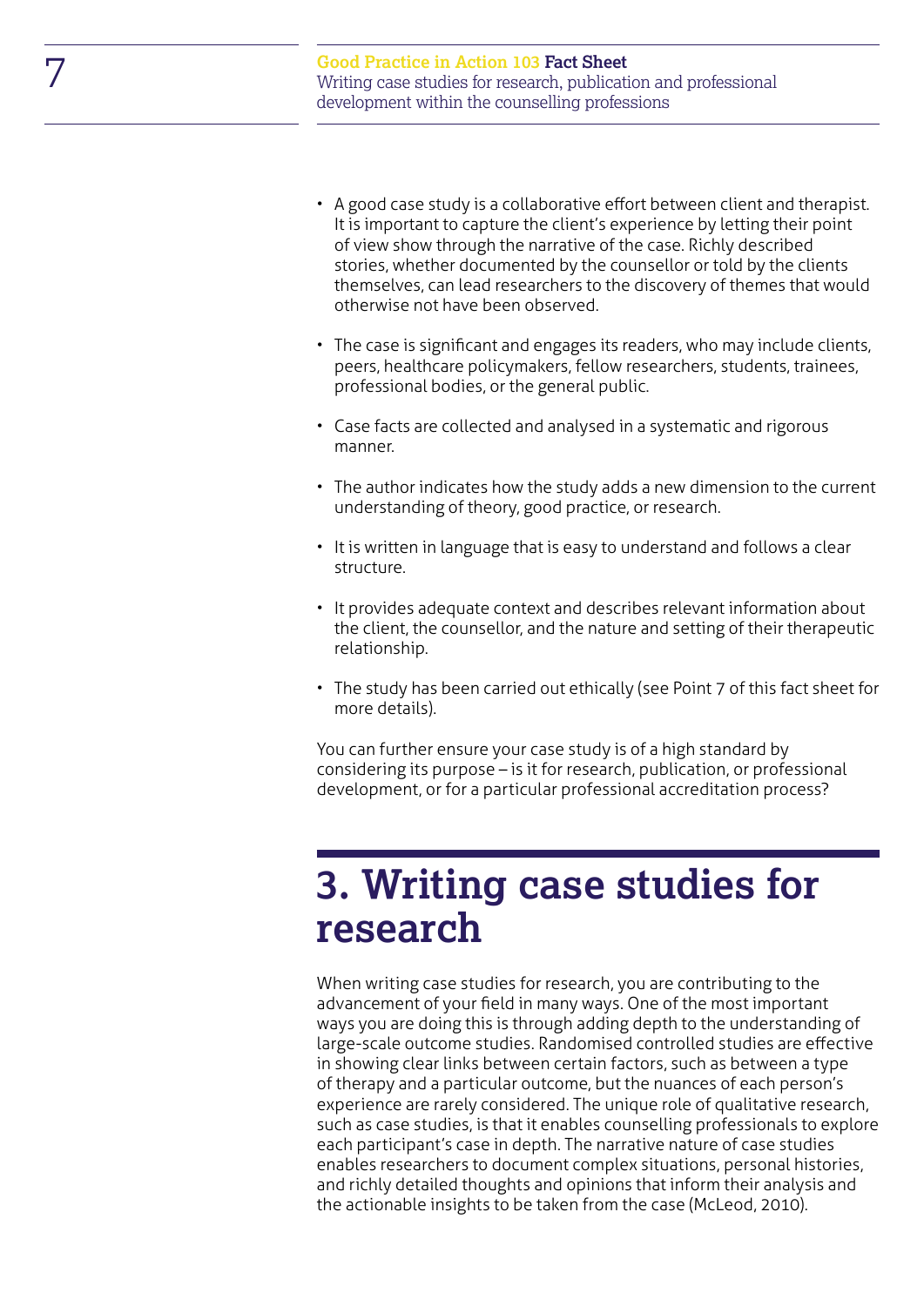- A good case study is a collaborative effort between client and therapist. It is important to capture the client's experience by letting their point of view show through the narrative of the case. Richly described stories, whether documented by the counsellor or told by the clients themselves, can lead researchers to the discovery of themes that would otherwise not have been observed.
- The case is significant and engages its readers, who may include clients, peers, healthcare policymakers, fellow researchers, students, trainees, professional bodies, or the general public.
- Case facts are collected and analysed in a systematic and rigorous manner.
- The author indicates how the study adds a new dimension to the current understanding of theory, good practice, or research.
- It is written in language that is easy to understand and follows a clear structure.
- It provides adequate context and describes relevant information about the client, the counsellor, and the nature and setting of their therapeutic relationship.
- The study has been carried out ethically (see Point 7 of this fact sheet for more details).

You can further ensure your case study is of a high standard by considering its purpose – is it for research, publication, or professional development, or for a particular professional accreditation process?

# 3. Writing case studies for research

When writing case studies for research, you are contributing to the advancement of your field in many ways. One of the most important ways you are doing this is through adding depth to the understanding of large-scale outcome studies. Randomised controlled studies are effective in showing clear links between certain factors, such as between a type of therapy and a particular outcome, but the nuances of each person's experience are rarely considered. The unique role of qualitative research, such as case studies, is that it enables counselling professionals to explore each participant's case in depth. The narrative nature of case studies enables researchers to document complex situations, personal histories, and richly detailed thoughts and opinions that inform their analysis and the actionable insights to be taken from the case (McLeod, 2010).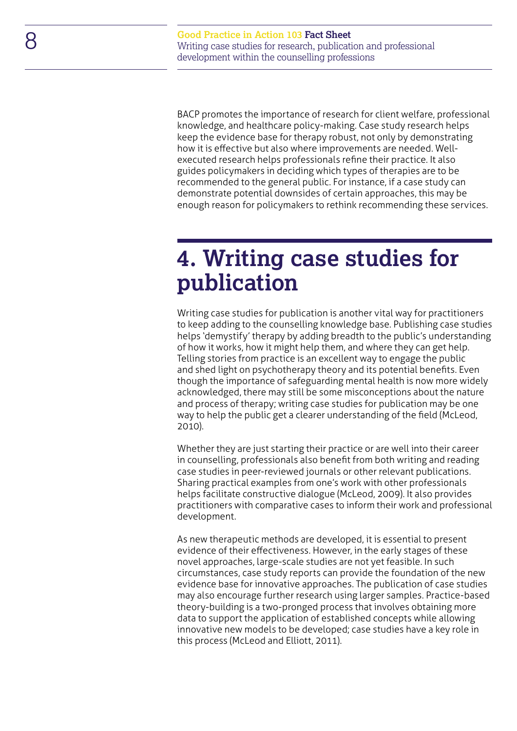BACP promotes the importance of research for client welfare, professional knowledge, and healthcare policy-making. Case study research helps keep the evidence base for therapy robust, not only by demonstrating how it is effective but also where improvements are needed. Well-executed research helps professionals refine their practice. It also guides policymakers in deciding which types of therapies are to be recommended to the general public. For instance, if a case study can demonstrate potential downsides of certain approaches, this may be enough reason for policymakers to rethink recommending these services.

# 4. Writing case studies for publication

Writing case studies for publication is another vital way for practitioners to keep adding to the counselling knowledge base. Publishing case studies helps 'demystify' therapy by adding breadth to the public's understanding of how it works, how it might help them, and where they can get help. Telling stories from practice is an excellent way to engage the public and shed light on psychotherapy theory and its potential benefits. Even though the importance of safeguarding mental health is now more widely acknowledged, there may still be some misconceptions about the nature and process of therapy; writing case studies for publication may be one way to help the public get a clearer understanding of the field (McLeod, 2010).

Whether they are just starting their practice or are well into their career in counselling, professionals also benefit from both writing and reading case studies in peer-reviewed journals or other relevant publications. Sharing practical examples from one's work with other professionals helps facilitate constructive dialogue (McLeod, 2009). It also provides practitioners with comparative cases to inform their work and professional development.

As new therapeutic methods are developed, it is essential to present evidence of their effectiveness. However, in the early stages of these novel approaches, large-scale studies are not yet feasible. In such circumstances, case study reports can provide the foundation of the new evidence base for innovative approaches. The publication of case studies may also encourage further research using larger samples. Practice-based theory-building is a two-pronged process that involves obtaining more data to support the application of established concepts while allowing innovative new models to be developed; case studies have a key role in this process (McLeod and Elliott, 2011).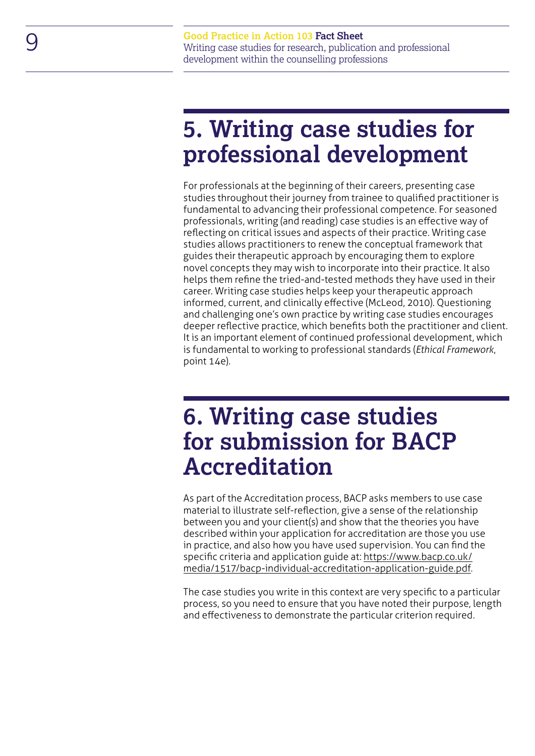## 5. Writing case studies for professional development

For professionals at the beginning of their careers, presenting case studies throughout their journey from trainee to qualified practitioner is fundamental to advancing their professional competence. For seasoned professionals, writing (and reading) case studies is an effective way of reflecting on critical issues and aspects of their practice. Writing case studies allows practitioners to renew the conceptual framework that guides their therapeutic approach by encouraging them to explore novel concepts they may wish to incorporate into their practice. It also helps them refine the tried-and-tested methods they have used in their career. Writing case studies helps keep your therapeutic approach informed, current, and clinically effective (McLeod, 2010). Questioning and challenging one's own practice by writing case studies encourages deeper reflective practice, which benefits both the practitioner and client. It is an important element of continued professional development, which is fundamental to working to professional standards (*Ethical Framework*, point 14e).

## 6. Writing case studies for submission for BACP Accreditation

As part of the Accreditation process, BACP asks members to use case material to illustrate self-reflection, give a sense of the relationship between you and your client(s) and show that the theories you have described within your application for accreditation are those you use in practice, and also how you have used supervision. You can find the specific criteria and application guide at: https://www.bacp.co.uk/media/1517/bacp-individual-accreditation-application-guide.pdf.

The case studies you write in this context are very specific to a particular process, so you need to ensure that you have noted their purpose, length and effectiveness to demonstrate the particular criterion required.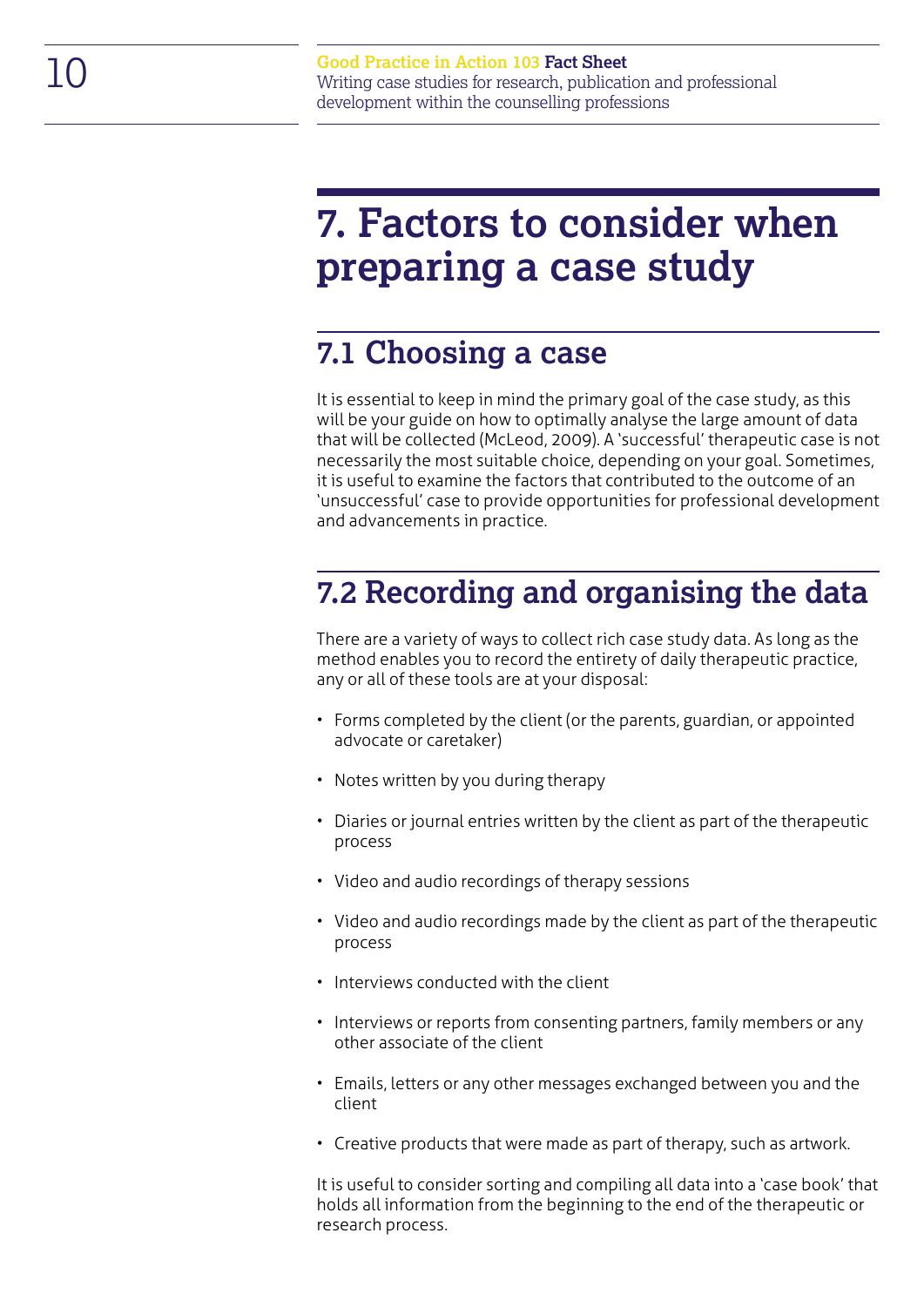# 7. Factors to consider when preparing a case study

## 7.1 Choosing a case

It is essential to keep in mind the primary goal of the case study, as this will be your guide on how to optimally analyse the large amount of data that will be collected (McLeod, 2009). A 'successful' therapeutic case is not necessarily the most suitable choice, depending on your goal. Sometimes, it is useful to examine the factors that contributed to the outcome of an 'unsuccessful' case to provide opportunities for professional development and advancements in practice.

## 7.2 Recording and organising the data

There are a variety of ways to collect rich case study data. As long as the method enables you to record the entirety of daily therapeutic practice, any or all of these tools are at your disposal:

- Forms completed by the client (or the parents, guardian, or appointed advocate or caretaker)
- Notes written by you during therapy
- Diaries or journal entries written by the client as part of the therapeutic process
- Video and audio recordings of therapy sessions
- Video and audio recordings made by the client as part of the therapeutic process
- Interviews conducted with the client
- Interviews or reports from consenting partners, family members or any other associate of the client
- Emails, letters or any other messages exchanged between you and the client
- Creative products that were made as part of therapy, such as artwork.

It is useful to consider sorting and compiling all data into a 'case book' that holds all information from the beginning to the end of the therapeutic or research process.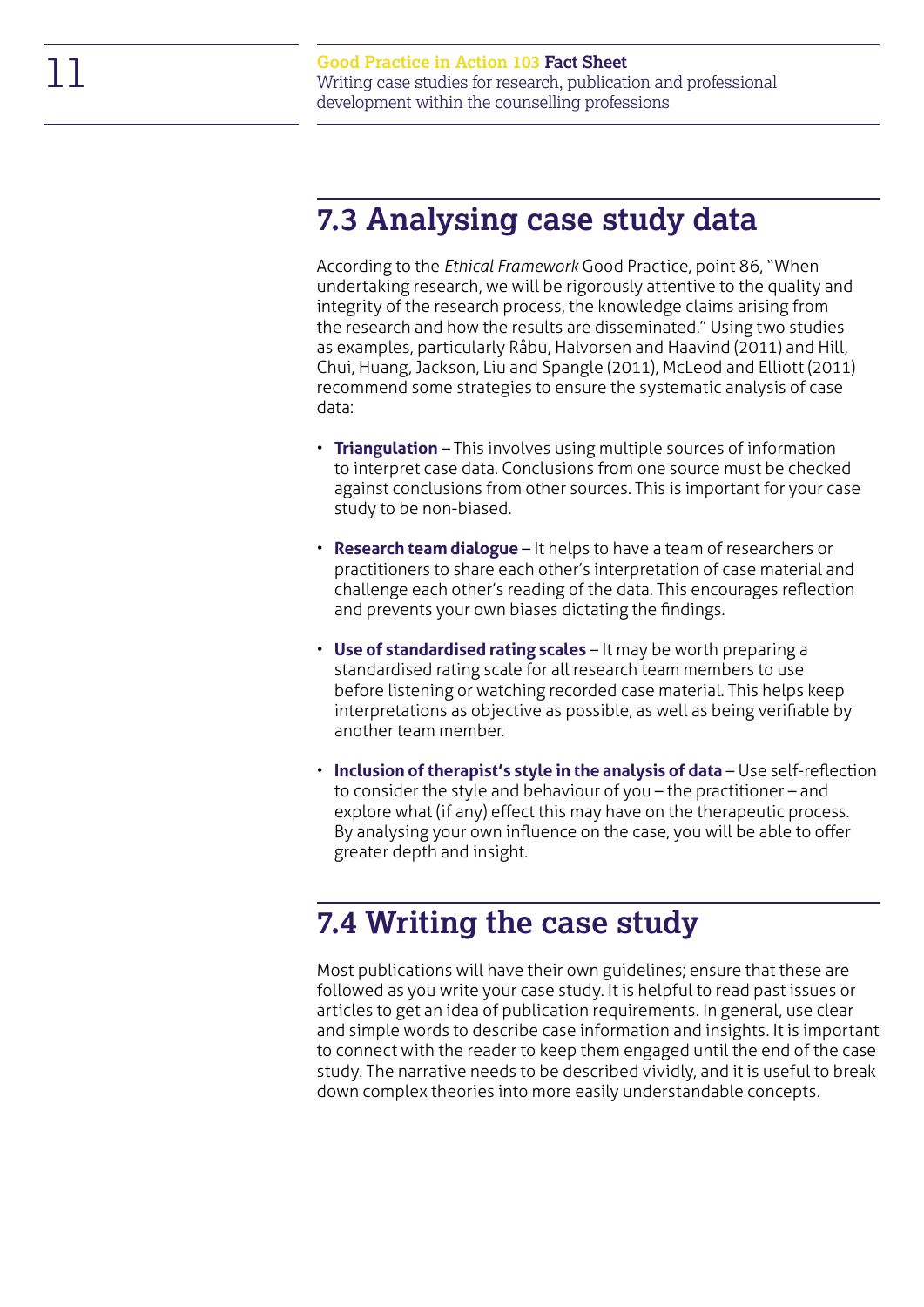## 7.3 Analysing case study data

According to the *Ethical Framework* Good Practice, point 86, "When undertaking research, we will be rigorously attentive to the quality and integrity of the research process, the knowledge claims arising from the research and how the results are disseminated." Using two studies as examples, particularly Råbu, Halvorsen and Haavind (2011) and Hill, Chui, Huang, Jackson, Liu and Spangle (2011), McLeod and Elliott (2011) recommend some strategies to ensure the systematic analysis of case data:

- **Triangulation** – This involves using multiple sources of information to interpret case data. Conclusions from one source must be checked against conclusions from other sources. This is important for your case study to be non-biased.
- **Research team dialogue** – It helps to have a team of researchers or practitioners to share each other's interpretation of case material and challenge each other's reading of the data. This encourages reflection and prevents your own biases dictating the findings.
- **Use of standardised rating scales** – It may be worth preparing a standardised rating scale for all research team members to use before listening or watching recorded case material. This helps keep interpretations as objective as possible, as well as being verifiable by another team member.
- **Inclusion of therapist's style in the analysis of data** – Use self-reflection to consider the style and behaviour of you – the practitioner – and explore what (if any) effect this may have on the therapeutic process. By analysing your own influence on the case, you will be able to offer greater depth and insight.

## 7.4 Writing the case study

Most publications will have their own guidelines; ensure that these are followed as you write your case study. It is helpful to read past issues or articles to get an idea of publication requirements. In general, use clear and simple words to describe case information and insights. It is important to connect with the reader to keep them engaged until the end of the case study. The narrative needs to be described vividly, and it is useful to break down complex theories into more easily understandable concepts.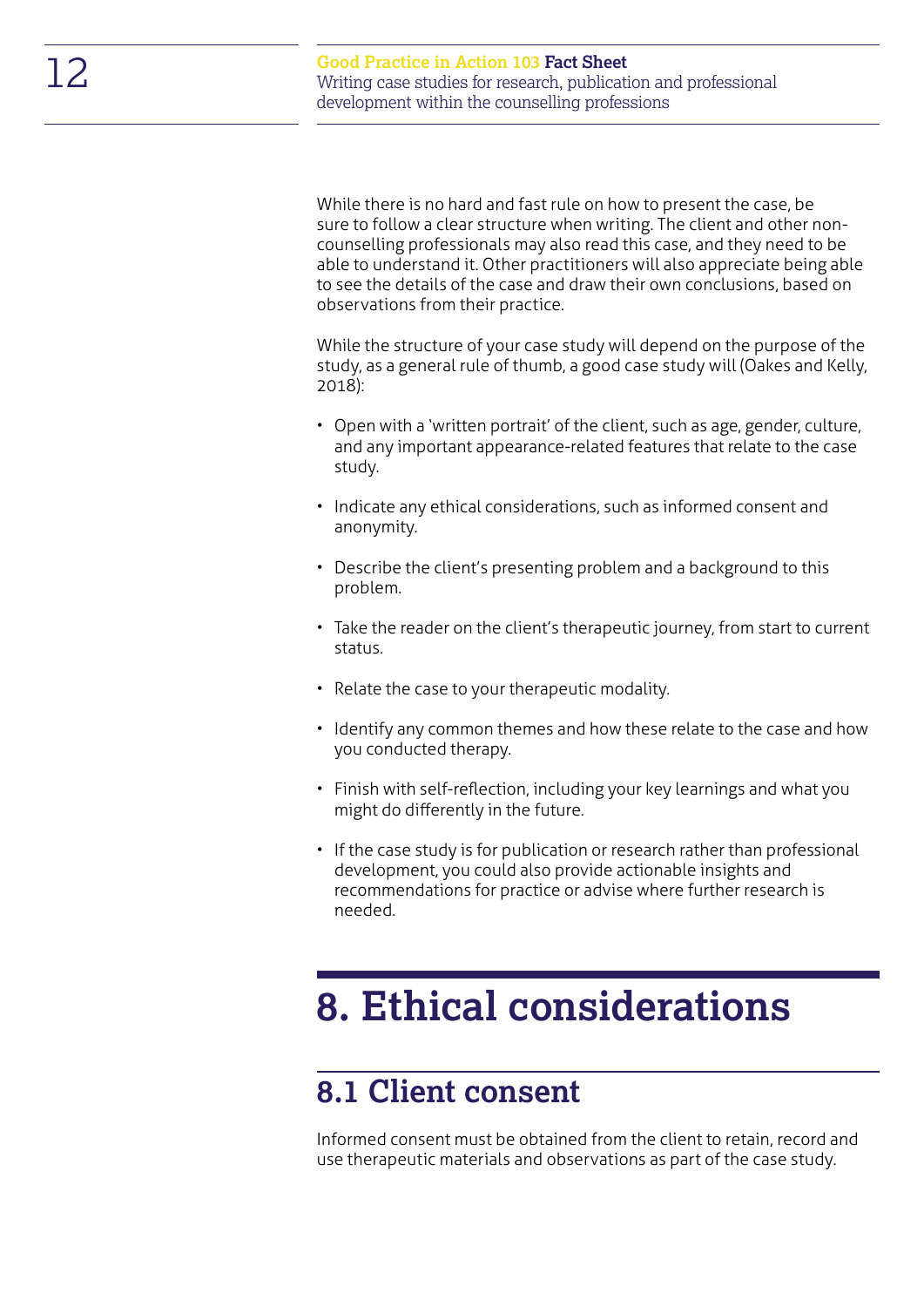While there is no hard and fast rule on how to present the case, be sure to follow a clear structure when writing. The client and other non-counselling professionals may also read this case, and they need to be able to understand it. Other practitioners will also appreciate being able to see the details of the case and draw their own conclusions, based on observations from their practice.

While the structure of your case study will depend on the purpose of the study, as a general rule of thumb, a good case study will (Oakes and Kelly, 2018):

- Open with a 'written portrait' of the client, such as age, gender, culture, and any important appearance-related features that relate to the case study.
- Indicate any ethical considerations, such as informed consent and anonymity.
- Describe the client's presenting problem and a background to this problem.
- Take the reader on the client's therapeutic journey, from start to current status.
- Relate the case to your therapeutic modality.
- Identify any common themes and how these relate to the case and how you conducted therapy.
- Finish with self-reflection, including your key learnings and what you might do differently in the future.
- If the case study is for publication or research rather than professional development, you could also provide actionable insights and recommendations for practice or advise where further research is needed.

# 8. Ethical considerations

## 8.1 Client consent

Informed consent must be obtained from the client to retain, record and use therapeutic materials and observations as part of the case study.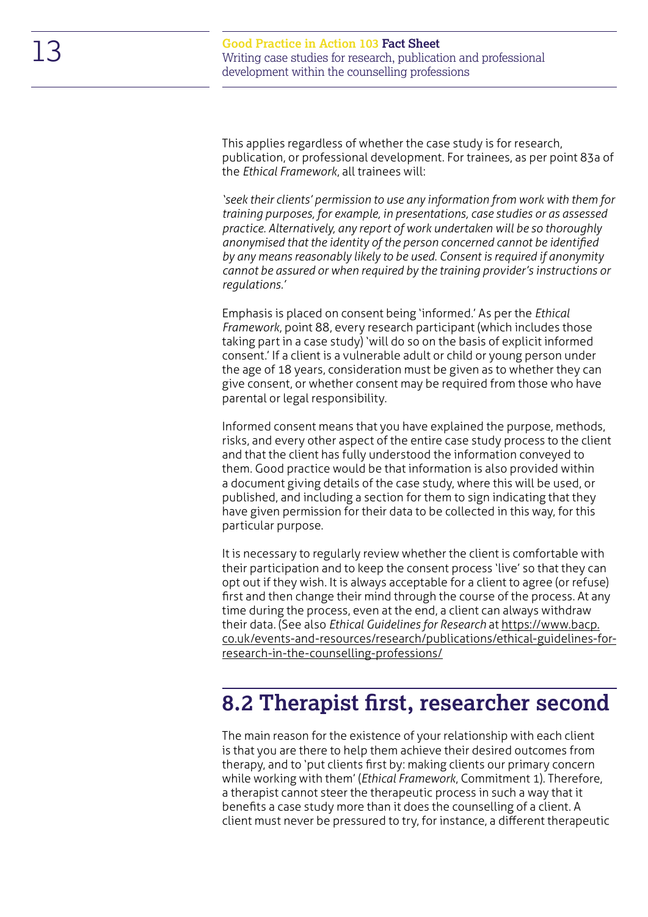This applies regardless of whether the case study is for research, publication, or professional development. For trainees, as per point 83a of the *Ethical Framework*, all trainees will:

*'seek their clients' permission to use any information from work with them for training purposes, for example, in presentations, case studies or as assessed practice. Alternatively, any report of work undertaken will be so thoroughly anonymised that the identity of the person concerned cannot be identified by any means reasonably likely to be used. Consent is required if anonymity cannot be assured or when required by the training provider's instructions or regulations.'*

Emphasis is placed on consent being 'informed.' As per the *Ethical Framework*, point 88, every research participant (which includes those taking part in a case study) 'will do so on the basis of explicit informed consent.' If a client is a vulnerable adult or child or young person under the age of 18 years, consideration must be given as to whether they can give consent, or whether consent may be required from those who have parental or legal responsibility.

Informed consent means that you have explained the purpose, methods, risks, and every other aspect of the entire case study process to the client and that the client has fully understood the information conveyed to them. Good practice would be that information is also provided within a document giving details of the case study, where this will be used, or published, and including a section for them to sign indicating that they have given permission for their data to be collected in this way, for this particular purpose.

It is necessary to regularly review whether the client is comfortable with their participation and to keep the consent process 'live' so that they can opt out if they wish. It is always acceptable for a client to agree (or refuse) first and then change their mind through the course of the process. At any time during the process, even at the end, a client can always withdraw their data. (See also *Ethical Guidelines for Research* at https://www.bacp.co.uk/events-and-resources/research/publications/ethical-guidelines-for-research-in-the-counselling-professions/

## 8.2 Therapist first, researcher second

The main reason for the existence of your relationship with each client is that you are there to help them achieve their desired outcomes from therapy, and to 'put clients first by: making clients our primary concern while working with them' (*Ethical Framework*, Commitment 1). Therefore, a therapist cannot steer the therapeutic process in such a way that it benefits a case study more than it does the counselling of a client. A client must never be pressured to try, for instance, a different therapeutic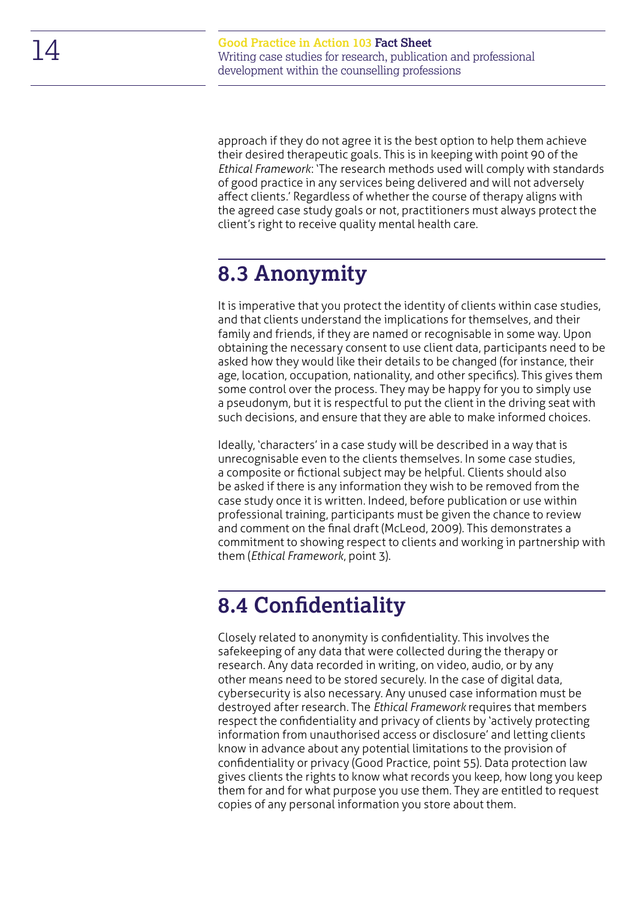approach if they do not agree it is the best option to help them achieve their desired therapeutic goals. This is in keeping with point 90 of the *Ethical Framework*: 'The research methods used will comply with standards of good practice in any services being delivered and will not adversely affect clients.' Regardless of whether the course of therapy aligns with the agreed case study goals or not, practitioners must always protect the client's right to receive quality mental health care.

## 8.3 Anonymity

It is imperative that you protect the identity of clients within case studies, and that clients understand the implications for themselves, and their family and friends, if they are named or recognisable in some way. Upon obtaining the necessary consent to use client data, participants need to be asked how they would like their details to be changed (for instance, their age, location, occupation, nationality, and other specifics). This gives them some control over the process. They may be happy for you to simply use a pseudonym, but it is respectful to put the client in the driving seat with such decisions, and ensure that they are able to make informed choices.

Ideally, 'characters' in a case study will be described in a way that is unrecognisable even to the clients themselves. In some case studies, a composite or fictional subject may be helpful. Clients should also be asked if there is any information they wish to be removed from the case study once it is written. Indeed, before publication or use within professional training, participants must be given the chance to review and comment on the final draft (McLeod, 2009). This demonstrates a commitment to showing respect to clients and working in partnership with them (*Ethical Framework*, point 3).

## 8.4 Confidentiality

Closely related to anonymity is confidentiality. This involves the safekeeping of any data that were collected during the therapy or research. Any data recorded in writing, on video, audio, or by any other means need to be stored securely. In the case of digital data, cybersecurity is also necessary. Any unused case information must be destroyed after research. The *Ethical Framework* requires that members respect the confidentiality and privacy of clients by 'actively protecting information from unauthorised access or disclosure' and letting clients know in advance about any potential limitations to the provision of confidentiality or privacy (Good Practice, point 55). Data protection law gives clients the rights to know what records you keep, how long you keep them for and for what purpose you use them. They are entitled to request copies of any personal information you store about them.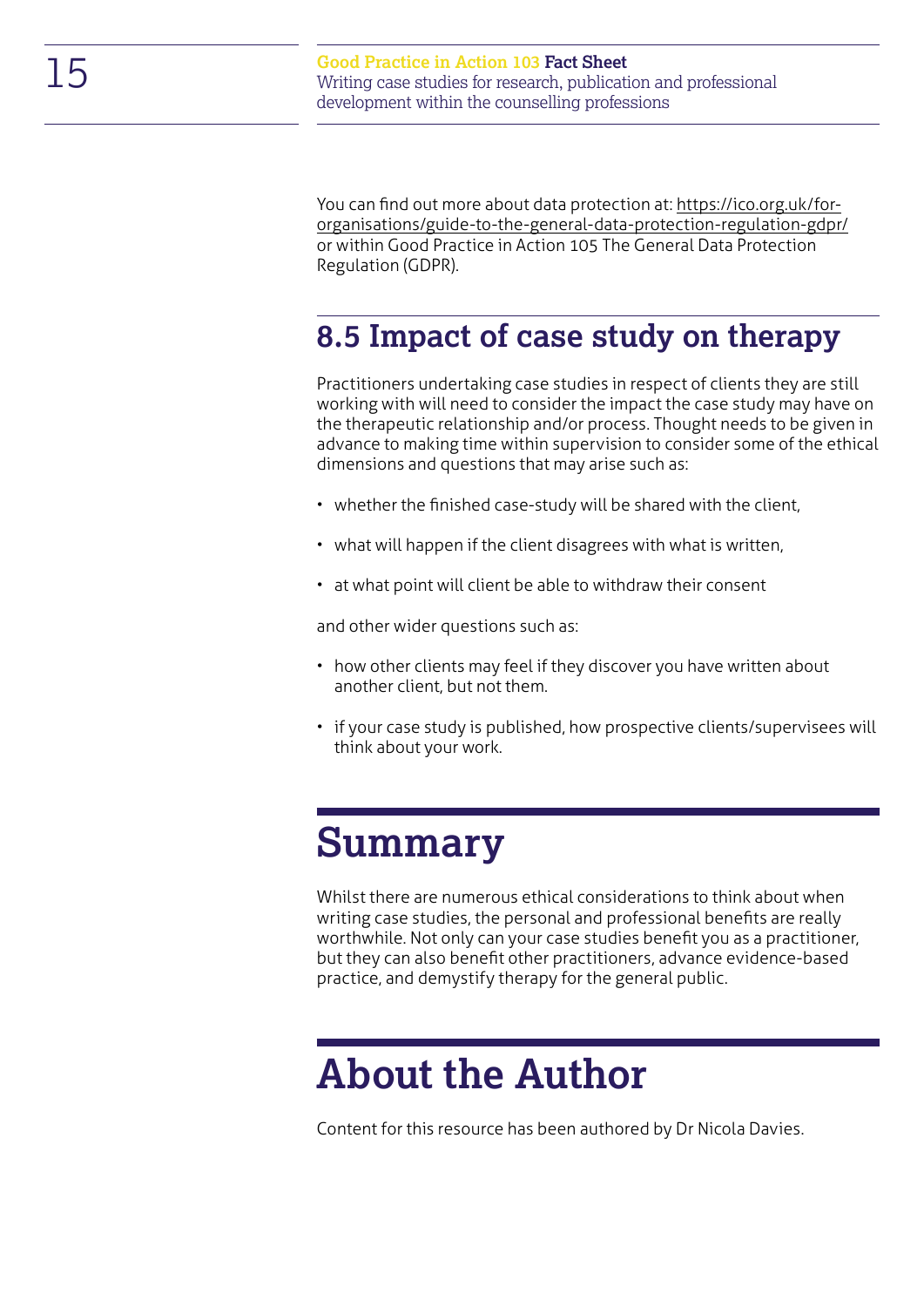You can find out more about data protection at: https://ico.org.uk/for-organisations/guide-to-the-general-data-protection-regulation-gdpr/ or within Good Practice in Action 105 The General Data Protection Regulation (GDPR).

## 8.5 Impact of case study on therapy

Practitioners undertaking case studies in respect of clients they are still working with will need to consider the impact the case study may have on the therapeutic relationship and/or process. Thought needs to be given in advance to making time within supervision to consider some of the ethical dimensions and questions that may arise such as:

- whether the finished case-study will be shared with the client,
- what will happen if the client disagrees with what is written,
- at what point will client be able to withdraw their consent

and other wider questions such as:

- how other clients may feel if they discover you have written about another client, but not them.
- if your case study is published, how prospective clients/supervisees will think about your work.

# Summary

Whilst there are numerous ethical considerations to think about when writing case studies, the personal and professional benefits are really worthwhile. Not only can your case studies benefit you as a practitioner, but they can also benefit other practitioners, advance evidence-based practice, and demystify therapy for the general public.

# About the Author

Content for this resource has been authored by Dr Nicola Davies.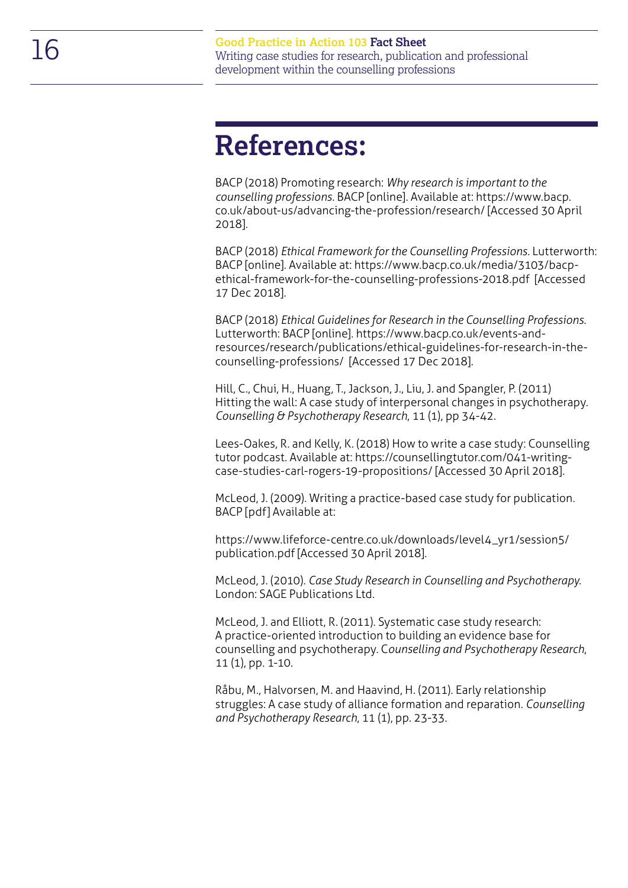# References:

BACP (2018) Promoting research: *Why research is important to the counselling professions.* BACP [online]. Available at: https://www.bacp.co.uk/about-us/advancing-the-profession/research/ [Accessed 30 April 2018].

BACP (2018) *Ethical Framework for the Counselling Professions.* Lutterworth: BACP [online]. Available at: https://www.bacp.co.uk/media/3103/bacp-ethical-framework-for-the-counselling-professions-2018.pdf [Accessed 17 Dec 2018].

BACP (2018) *Ethical Guidelines for Research in the Counselling Professions.* Lutterworth: BACP [online]. https://www.bacp.co.uk/events-and-resources/research/publications/ethical-guidelines-for-research-in-the-counselling-professions/ [Accessed 17 Dec 2018].

Hill, C., Chui, H., Huang, T., Jackson, J., Liu, J. and Spangler, P. (2011) Hitting the wall: A case study of interpersonal changes in psychotherapy. *Counselling & Psychotherapy Research*, 11 (1), pp 34-42.

Lees-Oakes, R. and Kelly, K. (2018) How to write a case study: Counselling tutor podcast. Available at: https://counsellingtutor.com/041-writing-case-studies-carl-rogers-19-propositions/ [Accessed 30 April 2018].

McLeod, J. (2009). Writing a practice-based case study for publication. BACP [pdf] Available at:

https://www.lifeforce-centre.co.uk/downloads/level4_yr1/session5/publication.pdf [Accessed 30 April 2018].

McLeod, J. (2010). *Case Study Research in Counselling and Psychotherapy.* London: SAGE Publications Ltd.

McLeod, J. and Elliott, R. (2011). Systematic case study research: A practice-oriented introduction to building an evidence base for counselling and psychotherapy. C*ounselling and Psychotherapy Research*, 11 (1), pp. 1-10.

Råbu, M., Halvorsen, M. and Haavind, H. (2011). Early relationship struggles: A case study of alliance formation and reparation. *Counselling and Psychotherapy Research*, 11 (1), pp. 23-33.